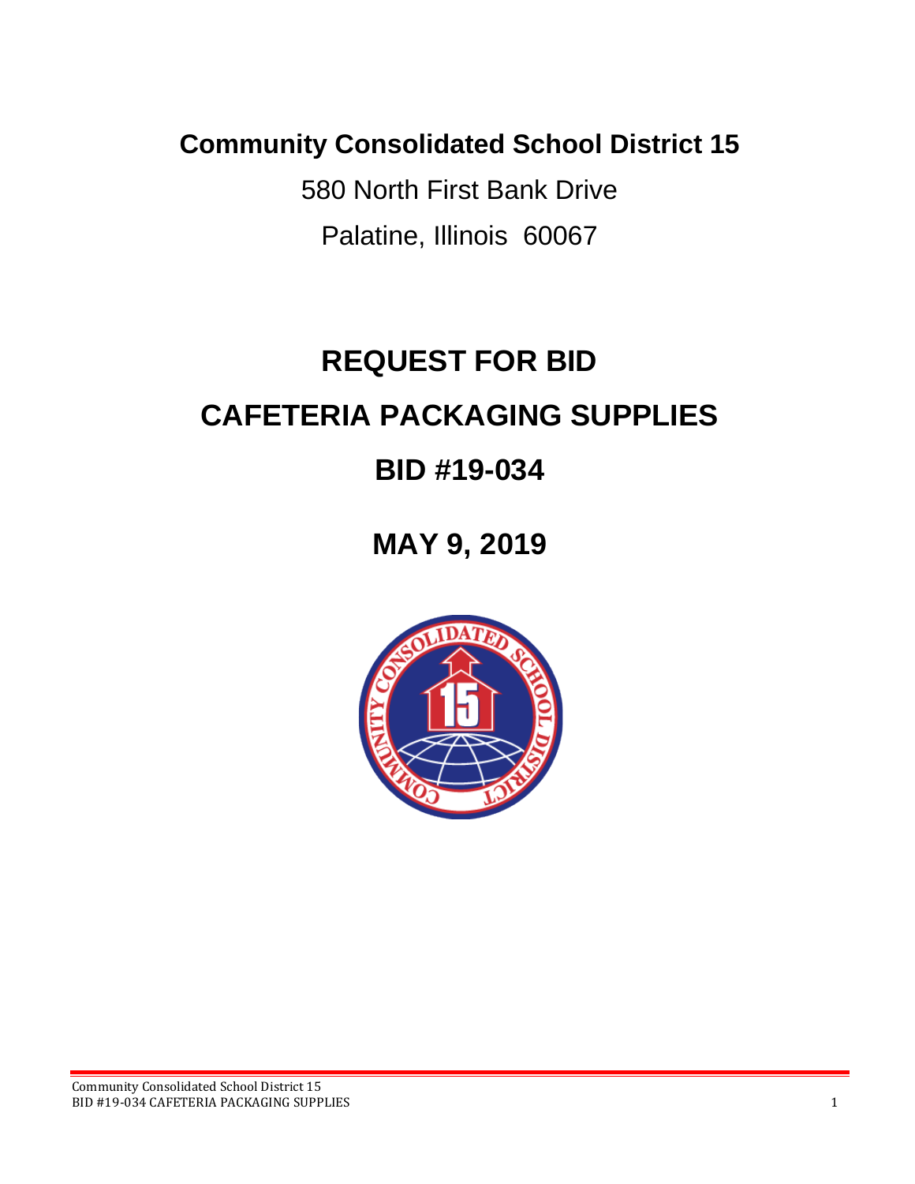**Community Consolidated School District 15**

580 North First Bank Drive

Palatine, Illinois 60067

# REQUEST FOR BID

# CAFETERIA PACKAGING SUPPLIES

# BID #19-034

## MAY 9, 2019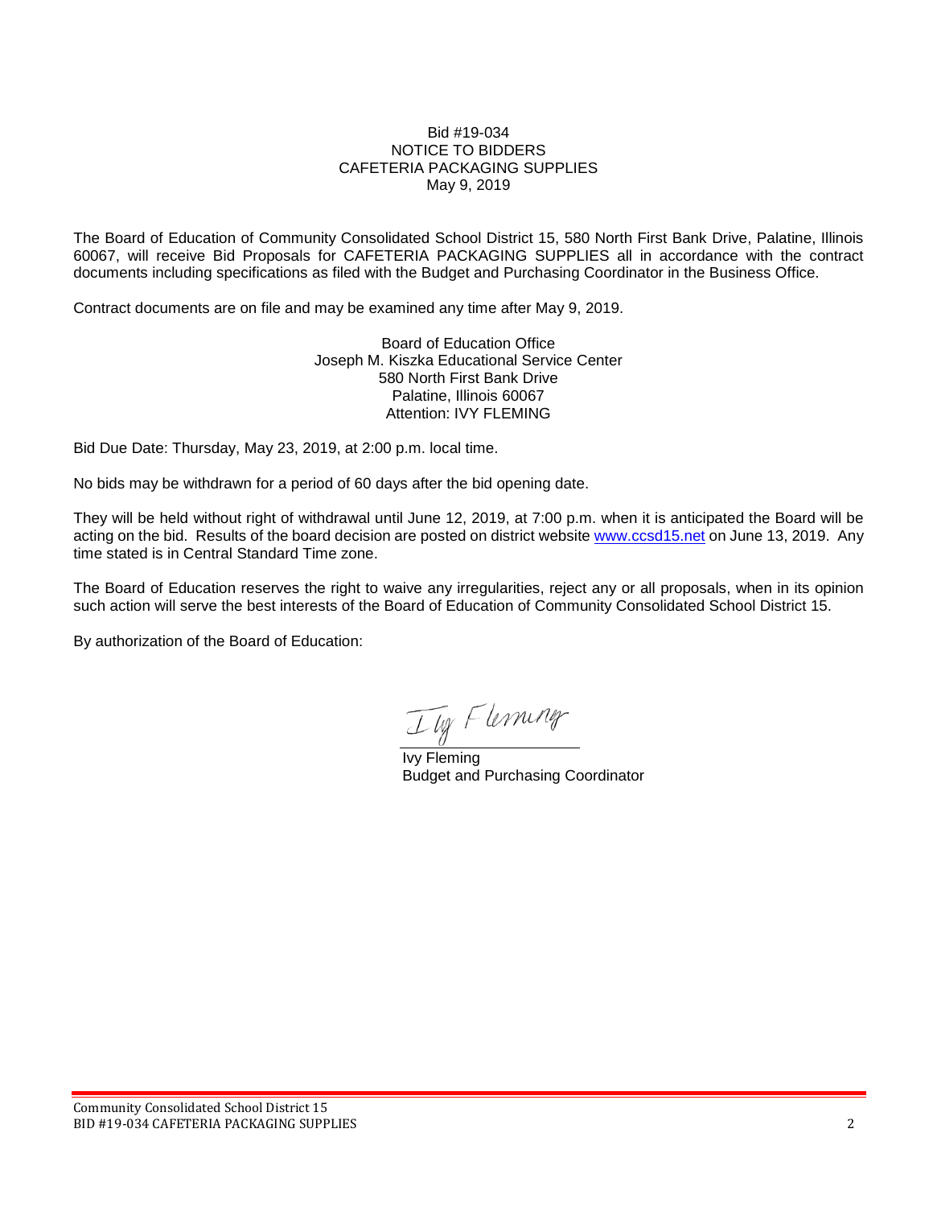Bid #19-034
NOTICE TO BIDDERS
CAFETERIA PACKAGING SUPPLIES
May 9, 2019

The Board of Education of Community Consolidated School District 15, 580 North First Bank Drive, Palatine, Illinois 60067, will receive Bid Proposals for CAFETERIA PACKAGING SUPPLIES all in accordance with the contract documents including specifications as filed with the Budget and Purchasing Coordinator in the Business Office.

Contract documents are on file and may be examined any time after May 9, 2019.

Board of Education Office
Joseph M. Kiszka Educational Service Center
580 North First Bank Drive
Palatine, Illinois 60067
Attention: IVY FLEMING

Bid Due Date: Thursday, May 23, 2019, at 2:00 p.m. local time.

No bids may be withdrawn for a period of 60 days after the bid opening date.

They will be held without right of withdrawal until June 12, 2019, at 7:00 p.m. when it is anticipated the Board will be acting on the bid. Results of the board decision are posted on district website www.ccsd15.net on June 13, 2019. Any time stated is in Central Standard Time zone.

The Board of Education reserves the right to waive any irregularities, reject any or all proposals, when in its opinion such action will serve the best interests of the Board of Education of Community Consolidated School District 15.

By authorization of the Board of Education:

Ivy Fleming
Budget and Purchasing Coordinator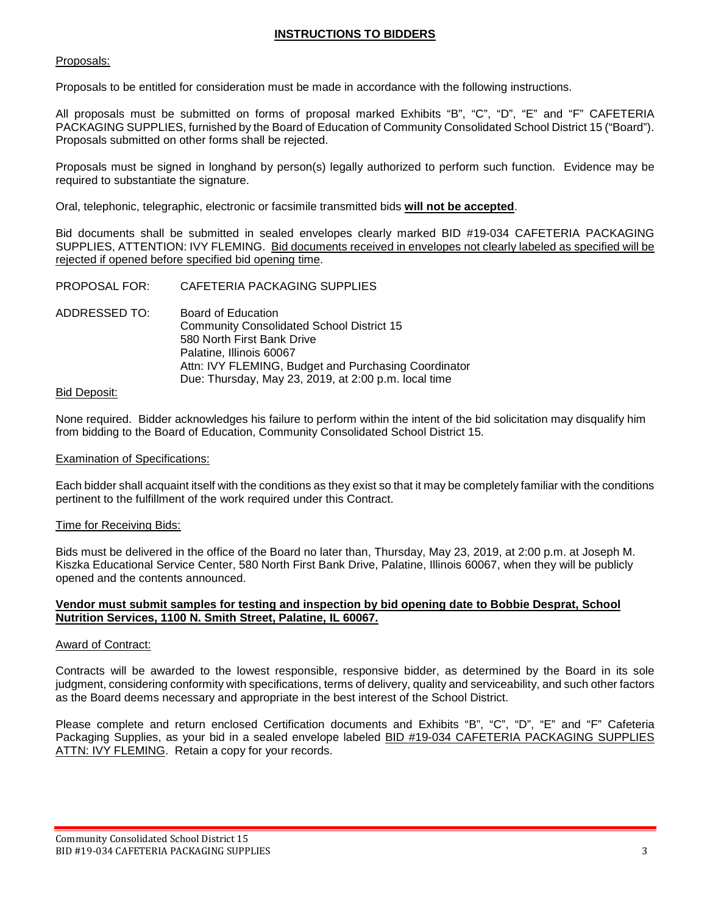## INSTRUCTIONS TO BIDDERS

Proposals:

Proposals to be entitled for consideration must be made in accordance with the following instructions.

All proposals must be submitted on forms of proposal marked Exhibits "B", "C", "D", "E" and "F" CAFETERIA PACKAGING SUPPLIES, furnished by the Board of Education of Community Consolidated School District 15 ("Board"). Proposals submitted on other forms shall be rejected.

Proposals must be signed in longhand by person(s) legally authorized to perform such function. Evidence may be required to substantiate the signature.

Oral, telephonic, telegraphic, electronic or facsimile transmitted bids **will not be accepted**.

Bid documents shall be submitted in sealed envelopes clearly marked BID #19-034 CAFETERIA PACKAGING SUPPLIES, ATTENTION: IVY FLEMING. Bid documents received in envelopes not clearly labeled as specified will be rejected if opened before specified bid opening time.

PROPOSAL FOR: CAFETERIA PACKAGING SUPPLIES

ADDRESSED TO: Board of Education
Community Consolidated School District 15
580 North First Bank Drive
Palatine, Illinois 60067
Attn: IVY FLEMING, Budget and Purchasing Coordinator
Due: Thursday, May 23, 2019, at 2:00 p.m. local time

Bid Deposit:

None required. Bidder acknowledges his failure to perform within the intent of the bid solicitation may disqualify him from bidding to the Board of Education, Community Consolidated School District 15.

Examination of Specifications:

Each bidder shall acquaint itself with the conditions as they exist so that it may be completely familiar with the conditions pertinent to the fulfillment of the work required under this Contract.

Time for Receiving Bids:

Bids must be delivered in the office of the Board no later than, Thursday, May 23, 2019, at 2:00 p.m. at Joseph M. Kiszka Educational Service Center, 580 North First Bank Drive, Palatine, Illinois 60067, when they will be publicly opened and the contents announced.

**Vendor must submit samples for testing and inspection by bid opening date to Bobbie Desprat, School Nutrition Services, 1100 N. Smith Street, Palatine, IL 60067.**

Award of Contract:

Contracts will be awarded to the lowest responsible, responsive bidder, as determined by the Board in its sole judgment, considering conformity with specifications, terms of delivery, quality and serviceability, and such other factors as the Board deems necessary and appropriate in the best interest of the School District.

Please complete and return enclosed Certification documents and Exhibits "B", "C", "D", "E" and "F" Cafeteria Packaging Supplies, as your bid in a sealed envelope labeled BID #19-034 CAFETERIA PACKAGING SUPPLIES ATTN: IVY FLEMING. Retain a copy for your records.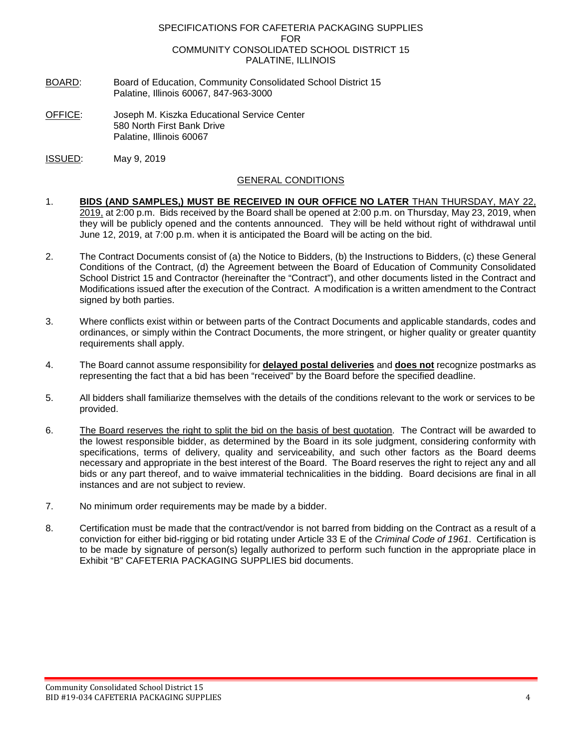SPECIFICATIONS FOR CAFETERIA PACKAGING SUPPLIES
FOR
COMMUNITY CONSOLIDATED SCHOOL DISTRICT 15
PALATINE, ILLINOIS

BOARD: Board of Education, Community Consolidated School District 15
Palatine, Illinois 60067, 847-963-3000

OFFICE: Joseph M. Kiszka Educational Service Center
580 North First Bank Drive
Palatine, Illinois 60067

ISSUED: May 9, 2019

## GENERAL CONDITIONS

1. **BIDS (AND SAMPLES,) MUST BE RECEIVED IN OUR OFFICE NO LATER** THAN THURSDAY, MAY 22, 2019, at 2:00 p.m. Bids received by the Board shall be opened at 2:00 p.m. on Thursday, May 23, 2019, when they will be publicly opened and the contents announced. They will be held without right of withdrawal until June 12, 2019, at 7:00 p.m. when it is anticipated the Board will be acting on the bid.

2. The Contract Documents consist of (a) the Notice to Bidders, (b) the Instructions to Bidders, (c) these General Conditions of the Contract, (d) the Agreement between the Board of Education of Community Consolidated School District 15 and Contractor (hereinafter the "Contract"), and other documents listed in the Contract and Modifications issued after the execution of the Contract. A modification is a written amendment to the Contract signed by both parties.

3. Where conflicts exist within or between parts of the Contract Documents and applicable standards, codes and ordinances, or simply within the Contract Documents, the more stringent, or higher quality or greater quantity requirements shall apply.

4. The Board cannot assume responsibility for **delayed postal deliveries** and **does not** recognize postmarks as representing the fact that a bid has been "received" by the Board before the specified deadline.

5. All bidders shall familiarize themselves with the details of the conditions relevant to the work or services to be provided.

6. The Board reserves the right to split the bid on the basis of best quotation. The Contract will be awarded to the lowest responsible bidder, as determined by the Board in its sole judgment, considering conformity with specifications, terms of delivery, quality and serviceability, and such other factors as the Board deems necessary and appropriate in the best interest of the Board. The Board reserves the right to reject any and all bids or any part thereof, and to waive immaterial technicalities in the bidding. Board decisions are final in all instances and are not subject to review.

7. No minimum order requirements may be made by a bidder.

8. Certification must be made that the contract/vendor is not barred from bidding on the Contract as a result of a conviction for either bid-rigging or bid rotating under Article 33 E of the *Criminal Code of 1961*. Certification is to be made by signature of person(s) legally authorized to perform such function in the appropriate place in Exhibit "B" CAFETERIA PACKAGING SUPPLIES bid documents.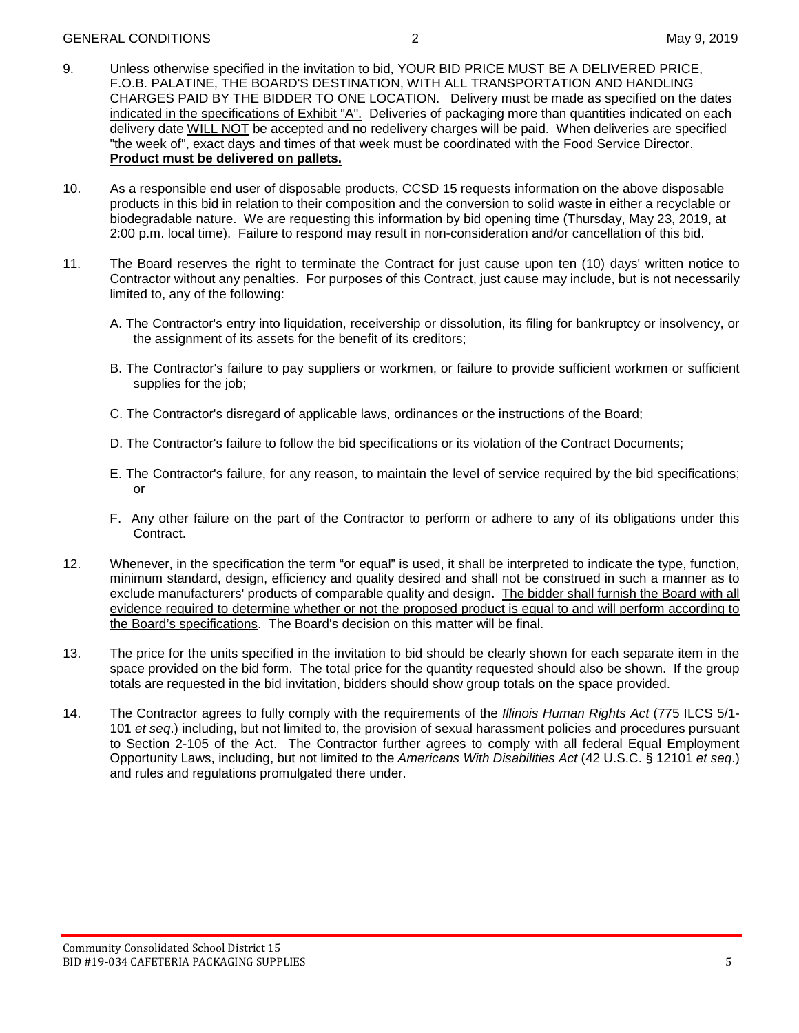9. Unless otherwise specified in the invitation to bid, YOUR BID PRICE MUST BE A DELIVERED PRICE, F.O.B. PALATINE, THE BOARD'S DESTINATION, WITH ALL TRANSPORTATION AND HANDLING CHARGES PAID BY THE BIDDER TO ONE LOCATION. <u>Delivery must be made as specified on the dates indicated in the specifications of Exhibit "A".</u> Deliveries of packaging more than quantities indicated on each delivery date <u>WILL NOT</u> be accepted and no redelivery charges will be paid. When deliveries are specified "the week of", exact days and times of that week must be coordinated with the Food Service Director. **<u>Product must be delivered on pallets.</u>**

10. As a responsible end user of disposable products, CCSD 15 requests information on the above disposable products in this bid in relation to their composition and the conversion to solid waste in either a recyclable or biodegradable nature. We are requesting this information by bid opening time (Thursday, May 23, 2019, at 2:00 p.m. local time). Failure to respond may result in non-consideration and/or cancellation of this bid.

11. The Board reserves the right to terminate the Contract for just cause upon ten (10) days' written notice to Contractor without any penalties. For purposes of this Contract, just cause may include, but is not necessarily limited to, any of the following:

    A. The Contractor's entry into liquidation, receivership or dissolution, its filing for bankruptcy or insolvency, or the assignment of its assets for the benefit of its creditors;

    B. The Contractor's failure to pay suppliers or workmen, or failure to provide sufficient workmen or sufficient supplies for the job;

    C. The Contractor's disregard of applicable laws, ordinances or the instructions of the Board;

    D. The Contractor's failure to follow the bid specifications or its violation of the Contract Documents;

    E. The Contractor's failure, for any reason, to maintain the level of service required by the bid specifications; or

    F. Any other failure on the part of the Contractor to perform or adhere to any of its obligations under this Contract.

12. Whenever, in the specification the term "or equal" is used, it shall be interpreted to indicate the type, function, minimum standard, design, efficiency and quality desired and shall not be construed in such a manner as to exclude manufacturers' products of comparable quality and design. <u>The bidder shall furnish the Board with all evidence required to determine whether or not the proposed product is equal to and will perform according to the Board's specifications</u>. The Board's decision on this matter will be final.

13. The price for the units specified in the invitation to bid should be clearly shown for each separate item in the space provided on the bid form. The total price for the quantity requested should also be shown. If the group totals are requested in the bid invitation, bidders should show group totals on the space provided.

14. The Contractor agrees to fully comply with the requirements of the *Illinois Human Rights Act* (775 ILCS 5/1-101 *et seq*.) including, but not limited to, the provision of sexual harassment policies and procedures pursuant to Section 2-105 of the Act. The Contractor further agrees to comply with all federal Equal Employment Opportunity Laws, including, but not limited to the *Americans With Disabilities Act* (42 U.S.C. § 12101 *et seq*.) and rules and regulations promulgated there under.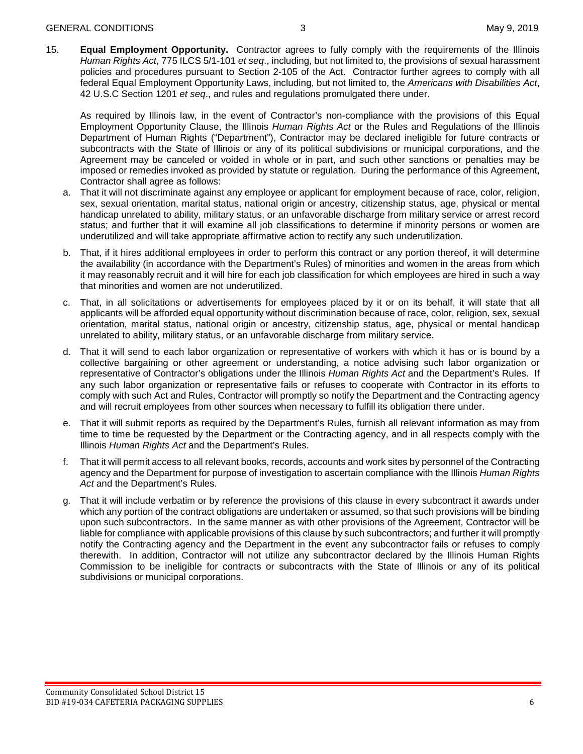15. **Equal Employment Opportunity.** Contractor agrees to fully comply with the requirements of the Illinois *Human Rights Act*, 775 ILCS 5/1-101 *et seq*., including, but not limited to, the provisions of sexual harassment policies and procedures pursuant to Section 2-105 of the Act. Contractor further agrees to comply with all federal Equal Employment Opportunity Laws, including, but not limited to, the *Americans with Disabilities Act*, 42 U.S.C Section 1201 *et seq*., and rules and regulations promulgated there under.

    As required by Illinois law, in the event of Contractor's non-compliance with the provisions of this Equal Employment Opportunity Clause, the Illinois *Human Rights Act* or the Rules and Regulations of the Illinois Department of Human Rights ("Department"), Contractor may be declared ineligible for future contracts or subcontracts with the State of Illinois or any of its political subdivisions or municipal corporations, and the Agreement may be canceled or voided in whole or in part, and such other sanctions or penalties may be imposed or remedies invoked as provided by statute or regulation. During the performance of this Agreement, Contractor shall agree as follows:

    a. That it will not discriminate against any employee or applicant for employment because of race, color, religion, sex, sexual orientation, marital status, national origin or ancestry, citizenship status, age, physical or mental handicap unrelated to ability, military status, or an unfavorable discharge from military service or arrest record status; and further that it will examine all job classifications to determine if minority persons or women are underutilized and will take appropriate affirmative action to rectify any such underutilization.

    b. That, if it hires additional employees in order to perform this contract or any portion thereof, it will determine the availability (in accordance with the Department's Rules) of minorities and women in the areas from which it may reasonably recruit and it will hire for each job classification for which employees are hired in such a way that minorities and women are not underutilized.

    c. That, in all solicitations or advertisements for employees placed by it or on its behalf, it will state that all applicants will be afforded equal opportunity without discrimination because of race, color, religion, sex, sexual orientation, marital status, national origin or ancestry, citizenship status, age, physical or mental handicap unrelated to ability, military status, or an unfavorable discharge from military service.

    d. That it will send to each labor organization or representative of workers with which it has or is bound by a collective bargaining or other agreement or understanding, a notice advising such labor organization or representative of Contractor's obligations under the Illinois *Human Rights Act* and the Department's Rules. If any such labor organization or representative fails or refuses to cooperate with Contractor in its efforts to comply with such Act and Rules, Contractor will promptly so notify the Department and the Contracting agency and will recruit employees from other sources when necessary to fulfill its obligation there under.

    e. That it will submit reports as required by the Department's Rules, furnish all relevant information as may from time to time be requested by the Department or the Contracting agency, and in all respects comply with the Illinois *Human Rights Act* and the Department's Rules.

    f. That it will permit access to all relevant books, records, accounts and work sites by personnel of the Contracting agency and the Department for purpose of investigation to ascertain compliance with the Illinois *Human Rights Act* and the Department's Rules.

    g. That it will include verbatim or by reference the provisions of this clause in every subcontract it awards under which any portion of the contract obligations are undertaken or assumed, so that such provisions will be binding upon such subcontractors. In the same manner as with other provisions of the Agreement, Contractor will be liable for compliance with applicable provisions of this clause by such subcontractors; and further it will promptly notify the Contracting agency and the Department in the event any subcontractor fails or refuses to comply therewith. In addition, Contractor will not utilize any subcontractor declared by the Illinois Human Rights Commission to be ineligible for contracts or subcontracts with the State of Illinois or any of its political subdivisions or municipal corporations.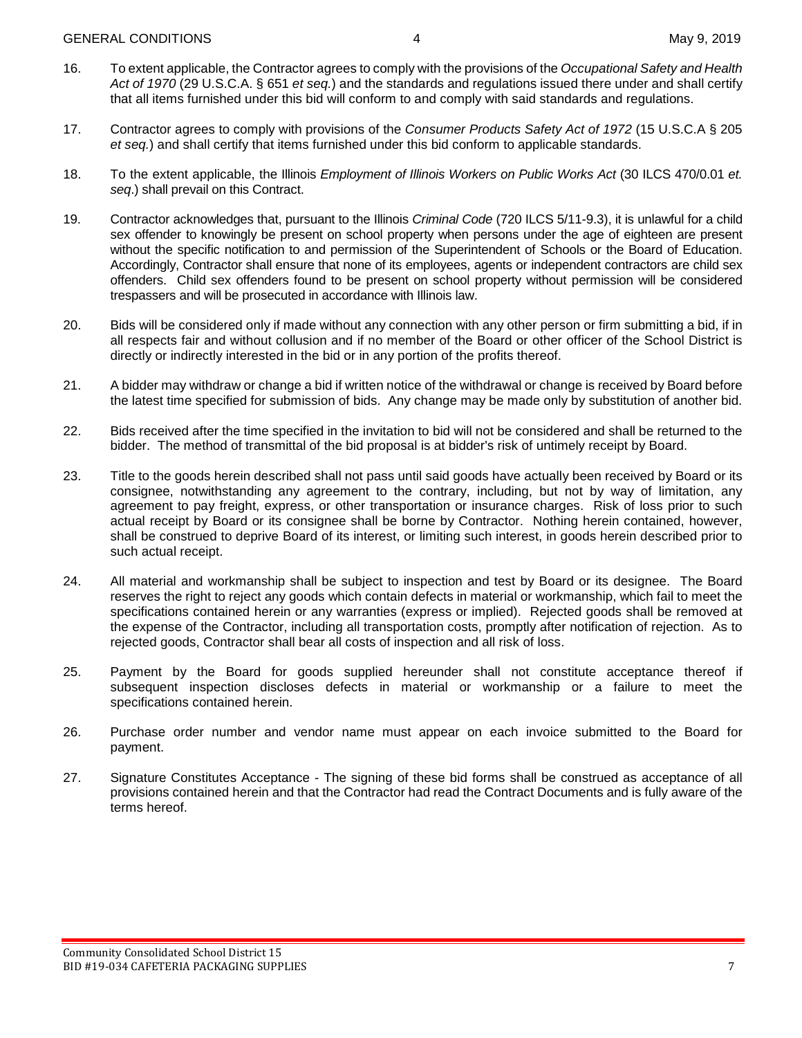16. To extent applicable, the Contractor agrees to comply with the provisions of the *Occupational Safety and Health Act of 1970* (29 U.S.C.A. § 651 *et seq.*) and the standards and regulations issued there under and shall certify that all items furnished under this bid will conform to and comply with said standards and regulations.

17. Contractor agrees to comply with provisions of the *Consumer Products Safety Act of 1972* (15 U.S.C.A § 205 *et seq.*) and shall certify that items furnished under this bid conform to applicable standards.

18. To the extent applicable, the Illinois *Employment of Illinois Workers on Public Works Act* (30 ILCS 470/0.01 *et. seq*.) shall prevail on this Contract.

19. Contractor acknowledges that, pursuant to the Illinois *Criminal Code* (720 ILCS 5/11-9.3), it is unlawful for a child sex offender to knowingly be present on school property when persons under the age of eighteen are present without the specific notification to and permission of the Superintendent of Schools or the Board of Education. Accordingly, Contractor shall ensure that none of its employees, agents or independent contractors are child sex offenders. Child sex offenders found to be present on school property without permission will be considered trespassers and will be prosecuted in accordance with Illinois law.

20. Bids will be considered only if made without any connection with any other person or firm submitting a bid, if in all respects fair and without collusion and if no member of the Board or other officer of the School District is directly or indirectly interested in the bid or in any portion of the profits thereof.

21. A bidder may withdraw or change a bid if written notice of the withdrawal or change is received by Board before the latest time specified for submission of bids. Any change may be made only by substitution of another bid.

22. Bids received after the time specified in the invitation to bid will not be considered and shall be returned to the bidder. The method of transmittal of the bid proposal is at bidder's risk of untimely receipt by Board.

23. Title to the goods herein described shall not pass until said goods have actually been received by Board or its consignee, notwithstanding any agreement to the contrary, including, but not by way of limitation, any agreement to pay freight, express, or other transportation or insurance charges. Risk of loss prior to such actual receipt by Board or its consignee shall be borne by Contractor. Nothing herein contained, however, shall be construed to deprive Board of its interest, or limiting such interest, in goods herein described prior to such actual receipt.

24. All material and workmanship shall be subject to inspection and test by Board or its designee. The Board reserves the right to reject any goods which contain defects in material or workmanship, which fail to meet the specifications contained herein or any warranties (express or implied). Rejected goods shall be removed at the expense of the Contractor, including all transportation costs, promptly after notification of rejection. As to rejected goods, Contractor shall bear all costs of inspection and all risk of loss.

25. Payment by the Board for goods supplied hereunder shall not constitute acceptance thereof if subsequent inspection discloses defects in material or workmanship or a failure to meet the specifications contained herein.

26. Purchase order number and vendor name must appear on each invoice submitted to the Board for payment.

27. Signature Constitutes Acceptance - The signing of these bid forms shall be construed as acceptance of all provisions contained herein and that the Contractor had read the Contract Documents and is fully aware of the terms hereof.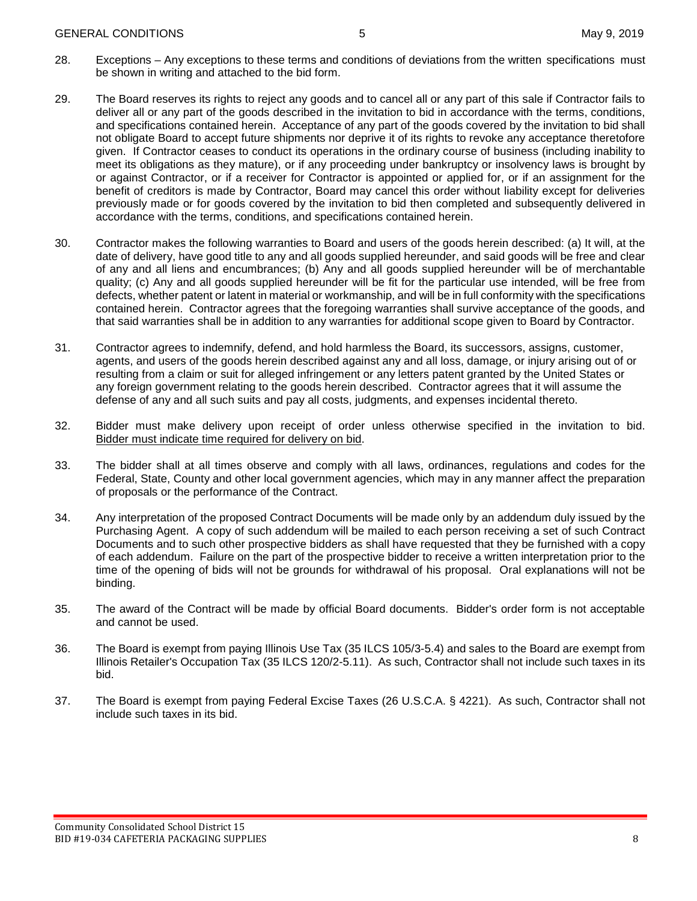28. Exceptions – Any exceptions to these terms and conditions of deviations from the written specifications must be shown in writing and attached to the bid form.

29. The Board reserves its rights to reject any goods and to cancel all or any part of this sale if Contractor fails to deliver all or any part of the goods described in the invitation to bid in accordance with the terms, conditions, and specifications contained herein. Acceptance of any part of the goods covered by the invitation to bid shall not obligate Board to accept future shipments nor deprive it of its rights to revoke any acceptance theretofore given. If Contractor ceases to conduct its operations in the ordinary course of business (including inability to meet its obligations as they mature), or if any proceeding under bankruptcy or insolvency laws is brought by or against Contractor, or if a receiver for Contractor is appointed or applied for, or if an assignment for the benefit of creditors is made by Contractor, Board may cancel this order without liability except for deliveries previously made or for goods covered by the invitation to bid then completed and subsequently delivered in accordance with the terms, conditions, and specifications contained herein.

30. Contractor makes the following warranties to Board and users of the goods herein described: (a) It will, at the date of delivery, have good title to any and all goods supplied hereunder, and said goods will be free and clear of any and all liens and encumbrances; (b) Any and all goods supplied hereunder will be of merchantable quality; (c) Any and all goods supplied hereunder will be fit for the particular use intended, will be free from defects, whether patent or latent in material or workmanship, and will be in full conformity with the specifications contained herein. Contractor agrees that the foregoing warranties shall survive acceptance of the goods, and that said warranties shall be in addition to any warranties for additional scope given to Board by Contractor.

31. Contractor agrees to indemnify, defend, and hold harmless the Board, its successors, assigns, customer, agents, and users of the goods herein described against any and all loss, damage, or injury arising out of or resulting from a claim or suit for alleged infringement or any letters patent granted by the United States or any foreign government relating to the goods herein described. Contractor agrees that it will assume the defense of any and all such suits and pay all costs, judgments, and expenses incidental thereto.

32. Bidder must make delivery upon receipt of order unless otherwise specified in the invitation to bid. Bidder must indicate time required for delivery on bid.

33. The bidder shall at all times observe and comply with all laws, ordinances, regulations and codes for the Federal, State, County and other local government agencies, which may in any manner affect the preparation of proposals or the performance of the Contract.

34. Any interpretation of the proposed Contract Documents will be made only by an addendum duly issued by the Purchasing Agent. A copy of such addendum will be mailed to each person receiving a set of such Contract Documents and to such other prospective bidders as shall have requested that they be furnished with a copy of each addendum. Failure on the part of the prospective bidder to receive a written interpretation prior to the time of the opening of bids will not be grounds for withdrawal of his proposal. Oral explanations will not be binding.

35. The award of the Contract will be made by official Board documents. Bidder's order form is not acceptable and cannot be used.

36. The Board is exempt from paying Illinois Use Tax (35 ILCS 105/3-5.4) and sales to the Board are exempt from Illinois Retailer's Occupation Tax (35 ILCS 120/2-5.11). As such, Contractor shall not include such taxes in its bid.

37. The Board is exempt from paying Federal Excise Taxes (26 U.S.C.A. § 4221). As such, Contractor shall not include such taxes in its bid.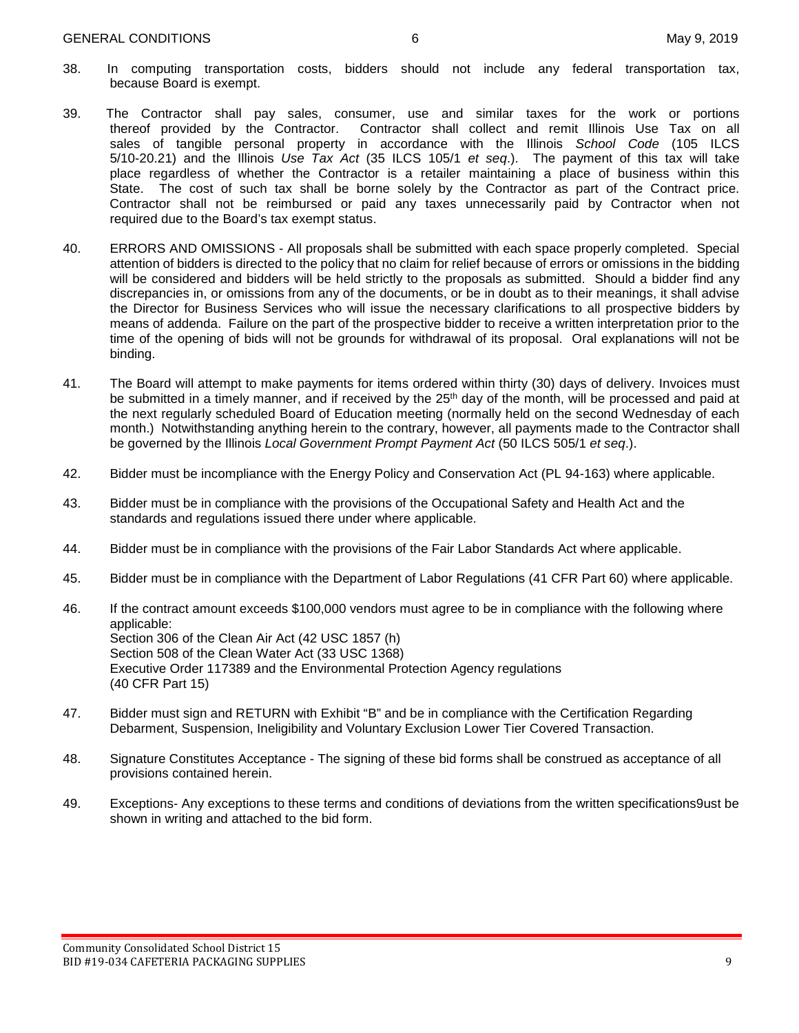38. In computing transportation costs, bidders should not include any federal transportation tax, because Board is exempt.

39. The Contractor shall pay sales, consumer, use and similar taxes for the work or portions thereof provided by the Contractor. Contractor shall collect and remit Illinois Use Tax on all sales of tangible personal property in accordance with the Illinois *School Code* (105 ILCS 5/10-20.21) and the Illinois *Use Tax Act* (35 ILCS 105/1 *et seq*.). The payment of this tax will take place regardless of whether the Contractor is a retailer maintaining a place of business within this State. The cost of such tax shall be borne solely by the Contractor as part of the Contract price. Contractor shall not be reimbursed or paid any taxes unnecessarily paid by Contractor when not required due to the Board's tax exempt status.

40. ERRORS AND OMISSIONS - All proposals shall be submitted with each space properly completed. Special attention of bidders is directed to the policy that no claim for relief because of errors or omissions in the bidding will be considered and bidders will be held strictly to the proposals as submitted. Should a bidder find any discrepancies in, or omissions from any of the documents, or be in doubt as to their meanings, it shall advise the Director for Business Services who will issue the necessary clarifications to all prospective bidders by means of addenda. Failure on the part of the prospective bidder to receive a written interpretation prior to the time of the opening of bids will not be grounds for withdrawal of its proposal. Oral explanations will not be binding.

41. The Board will attempt to make payments for items ordered within thirty (30) days of delivery. Invoices must be submitted in a timely manner, and if received by the 25th day of the month, will be processed and paid at the next regularly scheduled Board of Education meeting (normally held on the second Wednesday of each month.) Notwithstanding anything herein to the contrary, however, all payments made to the Contractor shall be governed by the Illinois *Local Government Prompt Payment Act* (50 ILCS 505/1 *et seq*.).

42. Bidder must be incompliance with the Energy Policy and Conservation Act (PL 94-163) where applicable.

43. Bidder must be in compliance with the provisions of the Occupational Safety and Health Act and the standards and regulations issued there under where applicable.

44. Bidder must be in compliance with the provisions of the Fair Labor Standards Act where applicable.

45. Bidder must be in compliance with the Department of Labor Regulations (41 CFR Part 60) where applicable.

46. If the contract amount exceeds $100,000 vendors must agree to be in compliance with the following where applicable:
Section 306 of the Clean Air Act (42 USC 1857 (h)
Section 508 of the Clean Water Act (33 USC 1368)
Executive Order 117389 and the Environmental Protection Agency regulations
(40 CFR Part 15)

47. Bidder must sign and RETURN with Exhibit "B" and be in compliance with the Certification Regarding Debarment, Suspension, Ineligibility and Voluntary Exclusion Lower Tier Covered Transaction.

48. Signature Constitutes Acceptance - The signing of these bid forms shall be construed as acceptance of all provisions contained herein.

49. Exceptions- Any exceptions to these terms and conditions of deviations from the written specifications9ust be shown in writing and attached to the bid form.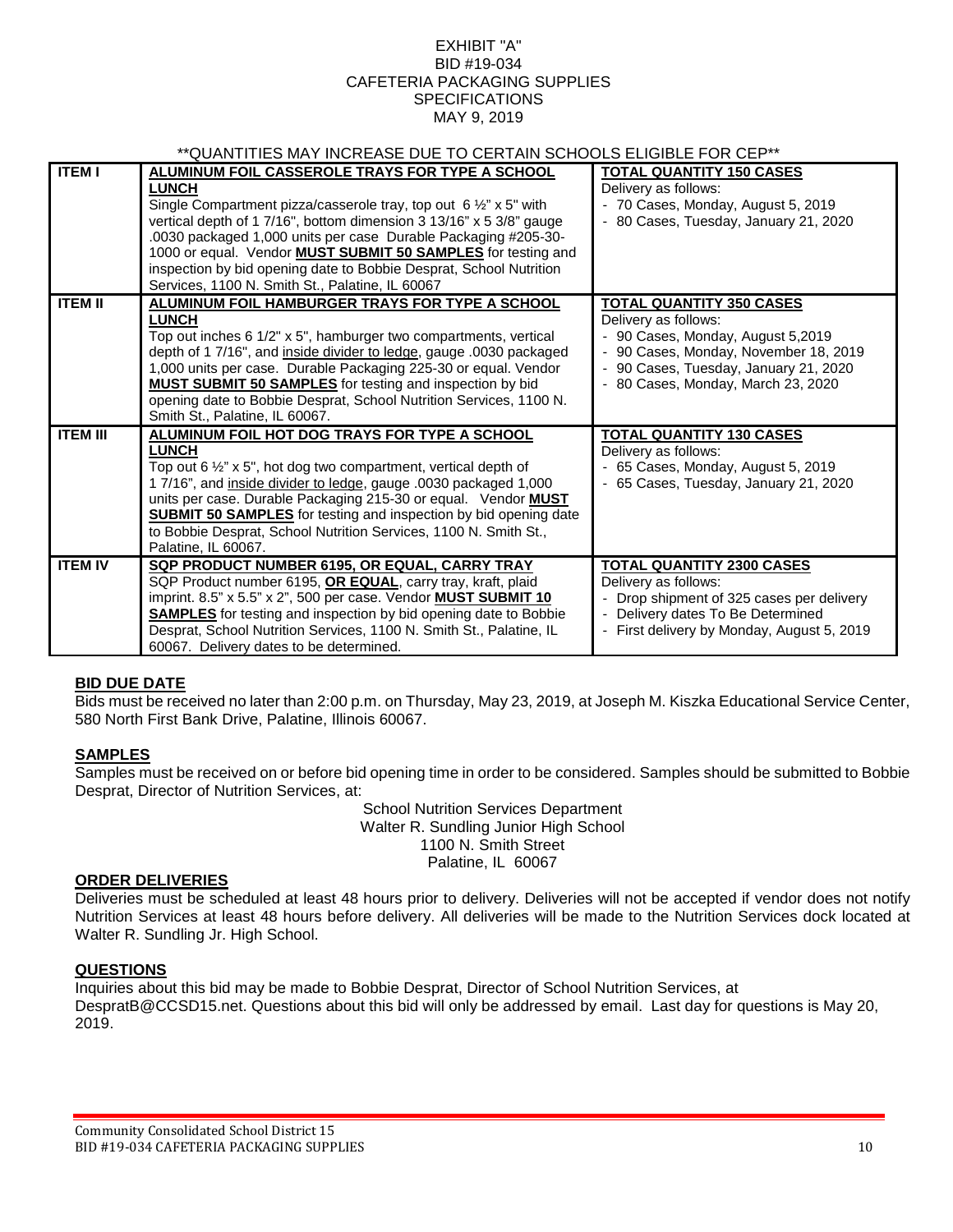EXHIBIT "A"
BID #19-034
CAFETERIA PACKAGING SUPPLIES
SPECIFICATIONS
MAY 9, 2019

**QUANTITIES MAY INCREASE DUE TO CERTAIN SCHOOLS ELIGIBLE FOR CEP**

| | | |
|---|---|---|
| **ITEM I** | **ALUMINUM FOIL CASSEROLE TRAYS FOR TYPE A SCHOOL LUNCH**<br>Single Compartment pizza/casserole tray, top out 6 ½" x 5" with vertical depth of 1 7/16", bottom dimension 3 13/16" x 5 3/8" gauge .0030 packaged 1,000 units per case Durable Packaging #205-30-1000 or equal. Vendor **MUST SUBMIT 50 SAMPLES** for testing and inspection by bid opening date to Bobbie Desprat, School Nutrition Services, 1100 N. Smith St., Palatine, IL 60067 | **TOTAL QUANTITY 150 CASES**<br>Delivery as follows:<br>- 70 Cases, Monday, August 5, 2019<br>- 80 Cases, Tuesday, January 21, 2020 |
| **ITEM II** | **ALUMINUM FOIL HAMBURGER TRAYS FOR TYPE A SCHOOL LUNCH**<br>Top out inches 6 1/2" x 5", hamburger two compartments, vertical depth of 1 7/16", and inside divider to ledge, gauge .0030 packaged 1,000 units per case. Durable Packaging 225-30 or equal. Vendor **MUST SUBMIT 50 SAMPLES** for testing and inspection by bid opening date to Bobbie Desprat, School Nutrition Services, 1100 N. Smith St., Palatine, IL 60067. | **TOTAL QUANTITY 350 CASES**<br>Delivery as follows:<br>- 90 Cases, Monday, August 5,2019<br>- 90 Cases, Monday, November 18, 2019<br>- 90 Cases, Tuesday, January 21, 2020<br>- 80 Cases, Monday, March 23, 2020 |
| **ITEM III** | **ALUMINUM FOIL HOT DOG TRAYS FOR TYPE A SCHOOL LUNCH**<br>Top out 6 ½" x 5", hot dog two compartment, vertical depth of 1 7/16", and inside divider to ledge, gauge .0030 packaged 1,000 units per case. Durable Packaging 215-30 or equal. Vendor **MUST SUBMIT 50 SAMPLES** for testing and inspection by bid opening date to Bobbie Desprat, School Nutrition Services, 1100 N. Smith St., Palatine, IL 60067. | **TOTAL QUANTITY 130 CASES**<br>Delivery as follows:<br>- 65 Cases, Monday, August 5, 2019<br>- 65 Cases, Tuesday, January 21, 2020 |
| **ITEM IV** | **SQP PRODUCT NUMBER 6195, OR EQUAL, CARRY TRAY**<br>SQP Product number 6195, **OR EQUAL**, carry tray, kraft, plaid imprint. 8.5" x 5.5" x 2", 500 per case. Vendor **MUST SUBMIT 10 SAMPLES** for testing and inspection by bid opening date to Bobbie Desprat, School Nutrition Services, 1100 N. Smith St., Palatine, IL 60067. Delivery dates to be determined. | **TOTAL QUANTITY 2300 CASES**<br>Delivery as follows:<br>- Drop shipment of 325 cases per delivery<br>- Delivery dates To Be Determined<br>- First delivery by Monday, August 5, 2019 |

## BID DUE DATE

Bids must be received no later than 2:00 p.m. on Thursday, May 23, 2019, at Joseph M. Kiszka Educational Service Center, 580 North First Bank Drive, Palatine, Illinois 60067.

## SAMPLES

Samples must be received on or before bid opening time in order to be considered. Samples should be submitted to Bobbie Desprat, Director of Nutrition Services, at:

School Nutrition Services Department
Walter R. Sundling Junior High School
1100 N. Smith Street
Palatine, IL 60067

## ORDER DELIVERIES

Deliveries must be scheduled at least 48 hours prior to delivery. Deliveries will not be accepted if vendor does not notify Nutrition Services at least 48 hours before delivery. All deliveries will be made to the Nutrition Services dock located at Walter R. Sundling Jr. High School.

## QUESTIONS

Inquiries about this bid may be made to Bobbie Desprat, Director of School Nutrition Services, at DespratB@CCSD15.net. Questions about this bid will only be addressed by email. Last day for questions is May 20, 2019.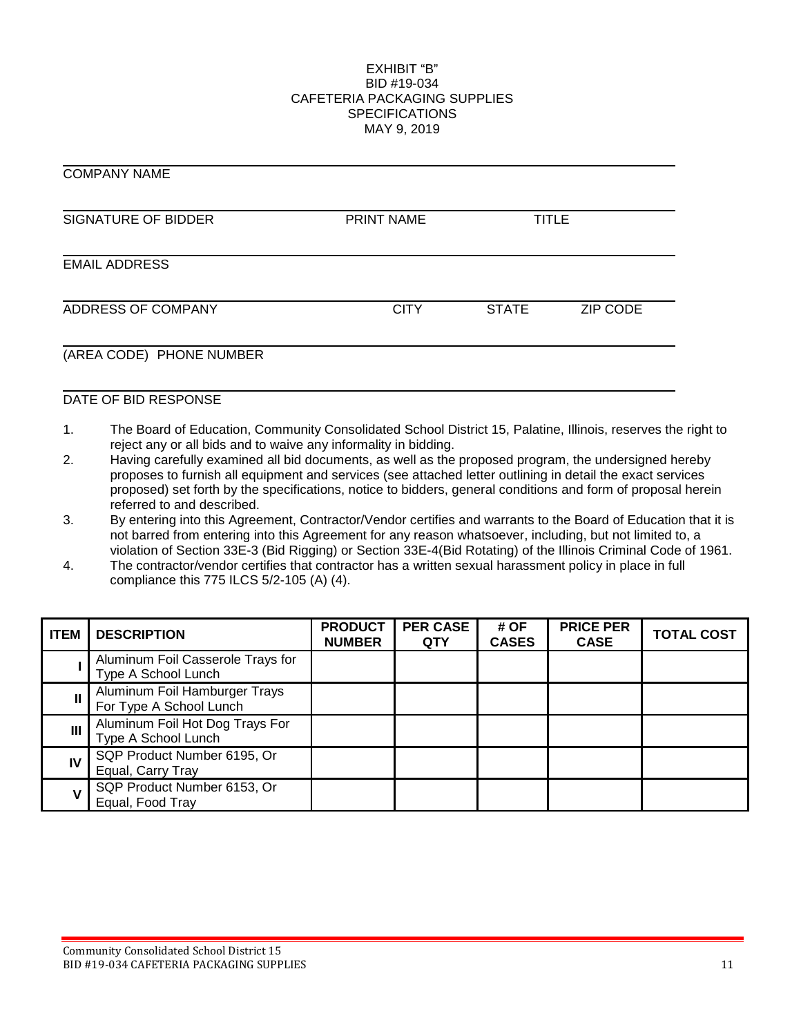EXHIBIT "B"
BID #19-034
CAFETERIA PACKAGING SUPPLIES
SPECIFICATIONS
MAY 9, 2019

______________________________________________
COMPANY NAME

______________________________________________
SIGNATURE OF BIDDER PRINT NAME TITLE

______________________________________________
EMAIL ADDRESS

______________________________________________
ADDRESS OF COMPANY CITY STATE ZIP CODE

______________________________________________
(AREA CODE) PHONE NUMBER

______________________________________________
DATE OF BID RESPONSE

1. The Board of Education, Community Consolidated School District 15, Palatine, Illinois, reserves the right to reject any or all bids and to waive any informality in bidding.
2. Having carefully examined all bid documents, as well as the proposed program, the undersigned hereby proposes to furnish all equipment and services (see attached letter outlining in detail the exact services proposed) set forth by the specifications, notice to bidders, general conditions and form of proposal herein referred to and described.
3. By entering into this Agreement, Contractor/Vendor certifies and warrants to the Board of Education that it is not barred from entering into this Agreement for any reason whatsoever, including, but not limited to, a violation of Section 33E-3 (Bid Rigging) or Section 33E-4(Bid Rotating) of the Illinois Criminal Code of 1961.
4. The contractor/vendor certifies that contractor has a written sexual harassment policy in place in full compliance this 775 ILCS 5/2-105 (A) (4).

| ITEM | DESCRIPTION | PRODUCT NUMBER | PER CASE QTY | # OF CASES | PRICE PER CASE | TOTAL COST |
|---|---|---|---|---|---|---|
| I | Aluminum Foil Casserole Trays for Type A School Lunch | | | | | |
| II | Aluminum Foil Hamburger Trays For Type A School Lunch | | | | | |
| III | Aluminum Foil Hot Dog Trays For Type A School Lunch | | | | | |
| IV | SQP Product Number 6195, Or Equal, Carry Tray | | | | | |
| V | SQP Product Number 6153, Or Equal, Food Tray | | | | | |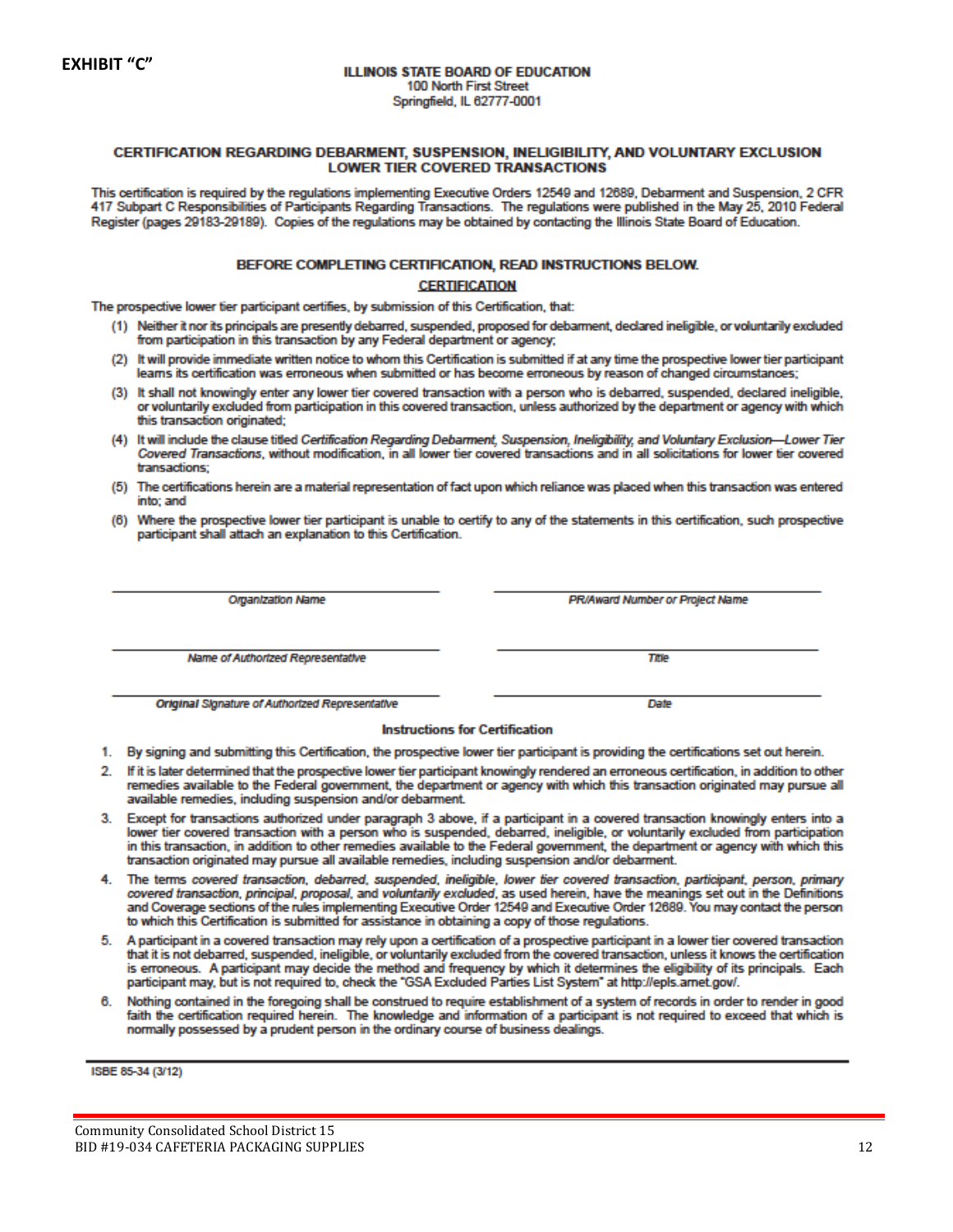**EXHIBIT "C"**

**ILLINOIS STATE BOARD OF EDUCATION**
100 North First Street
Springfield, IL 62777-0001

## CERTIFICATION REGARDING DEBARMENT, SUSPENSION, INELIGIBILITY, AND VOLUNTARY EXCLUSION LOWER TIER COVERED TRANSACTIONS

This certification is required by the regulations implementing Executive Orders 12549 and 12689, Debarment and Suspension, 2 CFR 417 Subpart C Responsibilities of Participants Regarding Transactions. The regulations were published in the May 25, 2010 Federal Register (pages 29183-29189). Copies of the regulations may be obtained by contacting the Illinois State Board of Education.

**BEFORE COMPLETING CERTIFICATION, READ INSTRUCTIONS BELOW.**

**CERTIFICATION**

The prospective lower tier participant certifies, by submission of this Certification, that:

(1) Neither it nor its principals are presently debarred, suspended, proposed for debarment, declared ineligible, or voluntarily excluded from participation in this transaction by any Federal department or agency;

(2) It will provide immediate written notice to whom this Certification is submitted if at any time the prospective lower tier participant learns its certification was erroneous when submitted or has become erroneous by reason of changed circumstances;

(3) It shall not knowingly enter any lower tier covered transaction with a person who is debarred, suspended, declared ineligible, or voluntarily excluded from participation in this covered transaction, unless authorized by the department or agency with which this transaction originated;

(4) It will include the clause titled *Certification Regarding Debarment, Suspension, Ineligibility, and Voluntary Exclusion—Lower Tier Covered Transactions*, without modification, in all lower tier covered transactions and in all solicitations for lower tier covered transactions;

(5) The certifications herein are a material representation of fact upon which reliance was placed when this transaction was entered into; and

(6) Where the prospective lower tier participant is unable to certify to any of the statements in this certification, such prospective participant shall attach an explanation to this Certification.

| | |
|---|---|
| _________________________ | _________________________ |
| *Organization Name* | *PR/Award Number or Project Name* |
| _________________________ | _________________________ |
| *Name of Authorized Representative* | *Title* |
| _________________________ | _________________________ |
| ***Original** Signature of Authorized Representative* | *Date* |

**Instructions for Certification**

1. By signing and submitting this Certification, the prospective lower tier participant is providing the certifications set out herein.
2. If it is later determined that the prospective lower tier participant knowingly rendered an erroneous certification, in addition to other remedies available to the Federal government, the department or agency with which this transaction originated may pursue all available remedies, including suspension and/or debarment.
3. Except for transactions authorized under paragraph 3 above, if a participant in a covered transaction knowingly enters into a lower tier covered transaction with a person who is suspended, debarred, ineligible, or voluntarily excluded from participation in this transaction, in addition to other remedies available to the Federal government, the department or agency with which this transaction originated may pursue all available remedies, including suspension and/or debarment.
4. The terms *covered transaction, debarred, suspended, ineligible, lower tier covered transaction, participant, person, primary covered transaction, principal, proposal,* and *voluntarily excluded*, as used herein, have the meanings set out in the Definitions and Coverage sections of the rules implementing Executive Order 12549 and Executive Order 12689. You may contact the person to which this Certification is submitted for assistance in obtaining a copy of those regulations.
5. A participant in a covered transaction may rely upon a certification of a prospective participant in a lower tier covered transaction that it is not debarred, suspended, ineligible, or voluntarily excluded from the covered transaction, unless it knows the certification is erroneous. A participant may decide the method and frequency by which it determines the eligibility of its principals. Each participant may, but is not required to, check the "GSA Excluded Parties List System" at http://epls.arnet.gov/.
6. Nothing contained in the foregoing shall be construed to require establishment of a system of records in order to render in good faith the certification required herein. The knowledge and information of a participant is not required to exceed that which is normally possessed by a prudent person in the ordinary course of business dealings.

ISBE 85-34 (3/12)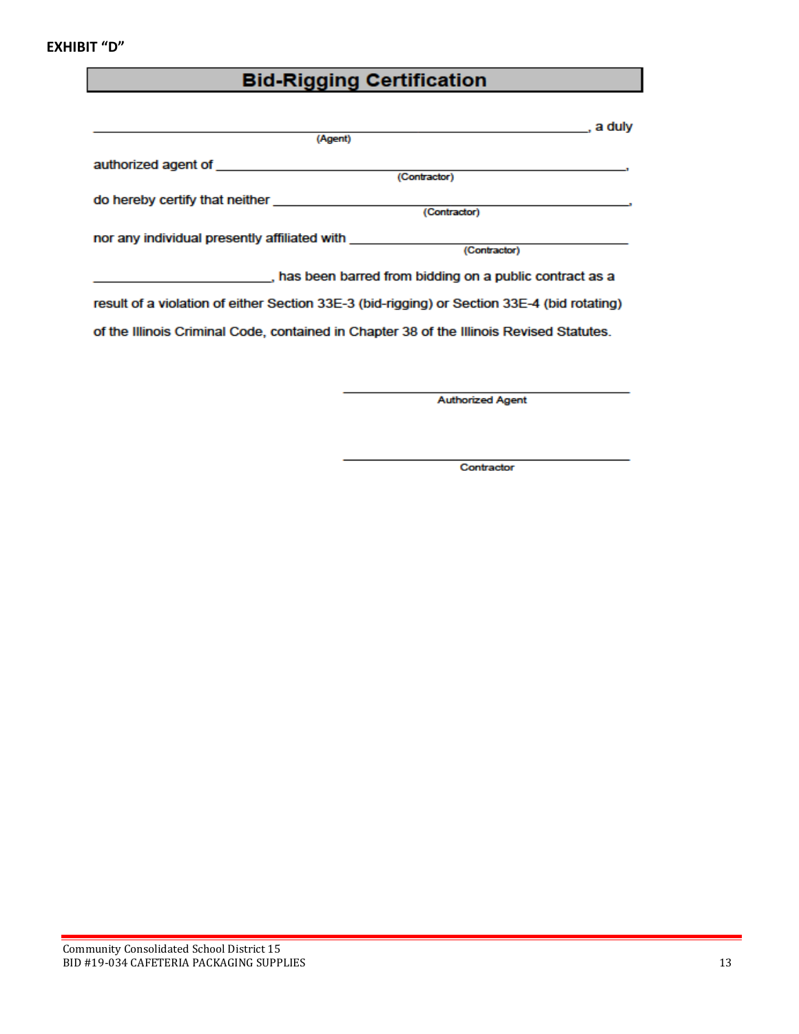**EXHIBIT "D"**

# Bid-Rigging Certification

\_\_\_\_\_\_\_\_\_\_\_\_\_\_\_\_\_\_\_\_\_\_\_\_\_\_\_\_\_\_\_\_\_\_\_\_\_\_\_\_\_\_\_\_\_\_\_\_\_\_\_\_\_\_\_\_\_\_, a duly
(Agent)

authorized agent of \_\_\_\_\_\_\_\_\_\_\_\_\_\_\_\_\_\_\_\_\_\_\_\_\_\_\_\_\_\_\_\_\_\_\_\_\_\_\_\_\_\_\_\_\_\_\_\_,
(Contractor)

do hereby certify that neither \_\_\_\_\_\_\_\_\_\_\_\_\_\_\_\_\_\_\_\_\_\_\_\_\_\_\_\_\_\_\_\_\_\_\_\_\_\_\_\_\_,
(Contractor)

nor any individual presently affiliated with \_\_\_\_\_\_\_\_\_\_\_\_\_\_\_\_\_\_\_\_\_\_\_\_\_\_\_\_\_\_\_\_
(Contractor)

\_\_\_\_\_\_\_\_\_\_\_\_\_\_\_\_\_\_\_\_\_\_\_\_, has been barred from bidding on a public contract as a result of a violation of either Section 33E-3 (bid-rigging) or Section 33E-4 (bid rotating) of the Illinois Criminal Code, contained in Chapter 38 of the Illinois Revised Statutes.

\_\_\_\_\_\_\_\_\_\_\_\_\_\_\_\_\_\_\_\_\_\_\_\_\_\_\_\_\_\_\_\_\_\_\_\_\_\_\_\_
Authorized Agent

\_\_\_\_\_\_\_\_\_\_\_\_\_\_\_\_\_\_\_\_\_\_\_\_\_\_\_\_\_\_\_\_\_\_\_\_\_\_\_\_
Contractor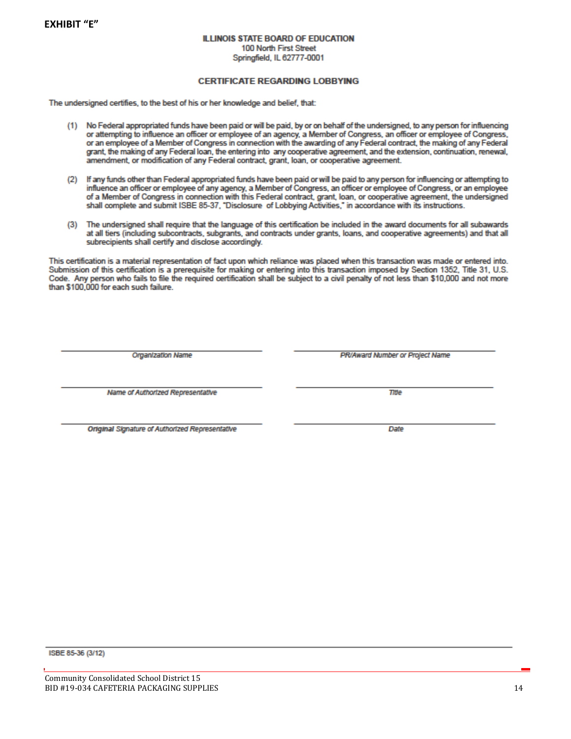**EXHIBIT "E"**

**ILLINOIS STATE BOARD OF EDUCATION**
100 North First Street
Springfield, IL 62777-0001

### CERTIFICATE REGARDING LOBBYING

The undersigned certifies, to the best of his or her knowledge and belief, that:

(1) No Federal appropriated funds have been paid or will be paid, by or on behalf of the undersigned, to any person for influencing or attempting to influence an officer or employee of an agency, a Member of Congress, an officer or employee of Congress, or an employee of a Member of Congress in connection with the awarding of any Federal contract, the making of any Federal grant, the making of any Federal loan, the entering into any cooperative agreement, and the extension, continuation, renewal, amendment, or modification of any Federal contract, grant, loan, or cooperative agreement.

(2) If any funds other than Federal appropriated funds have been paid or will be paid to any person for influencing or attempting to influence an officer or employee of any agency, a Member of Congress, an officer or employee of Congress, or an employee of a Member of Congress in connection with this Federal contract, grant, loan, or cooperative agreement, the undersigned shall complete and submit ISBE 85-37, "Disclosure of Lobbying Activities," in accordance with its instructions.

(3) The undersigned shall require that the language of this certification be included in the award documents for all subawards at all tiers (including subcontracts, subgrants, and contracts under grants, loans, and cooperative agreements) and that all subrecipients shall certify and disclose accordingly.

This certification is a material representation of fact upon which reliance was placed when this transaction was made or entered into. Submission of this certification is a prerequisite for making or entering into this transaction imposed by Section 1352, Title 31, U.S. Code. Any person who fails to file the required certification shall be subject to a civil penalty of not less than $10,000 and not more than $100,000 for each such failure.

| | |
|---|---|
| _________________________ | _________________________ |
| *Organization Name* | *PR/Award Number or Project Name* |
| _________________________ | _________________________ |
| *Name of Authorized Representative* | *Title* |
| _________________________ | _________________________ |
| *Original Signature of Authorized Representative* | *Date* |

ISBE 85-36 (3/12)

Community Consolidated School District 15
BID #19-034 CAFETERIA PACKAGING SUPPLIES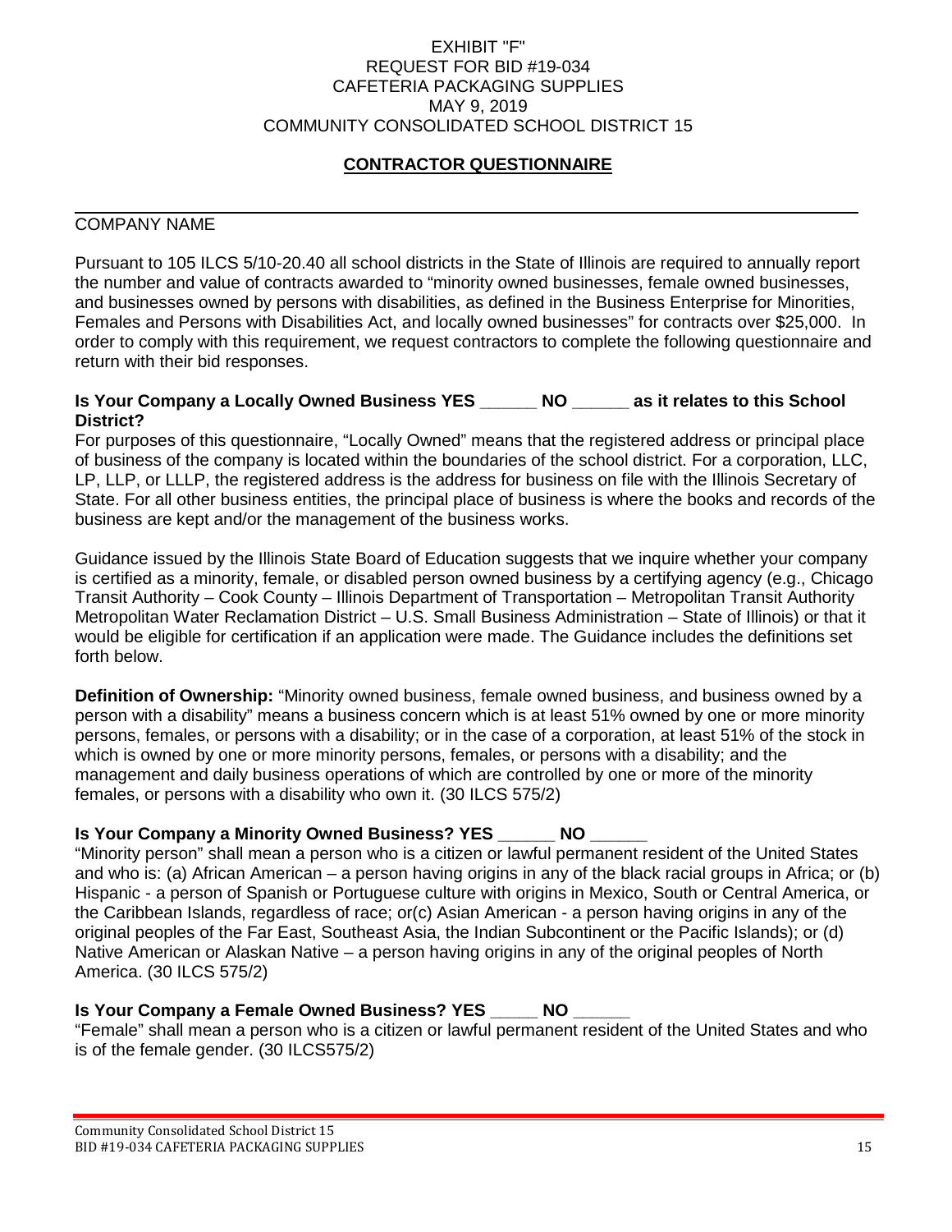EXHIBIT "F"
REQUEST FOR BID #19-034
CAFETERIA PACKAGING SUPPLIES
MAY 9, 2019
COMMUNITY CONSOLIDATED SCHOOL DISTRICT 15

## CONTRACTOR QUESTIONNAIRE

_______________________________________________________________________________

COMPANY NAME

Pursuant to 105 ILCS 5/10-20.40 all school districts in the State of Illinois are required to annually report the number and value of contracts awarded to "minority owned businesses, female owned businesses, and businesses owned by persons with disabilities, as defined in the Business Enterprise for Minorities, Females and Persons with Disabilities Act, and locally owned businesses" for contracts over $25,000. In order to comply with this requirement, we request contractors to complete the following questionnaire and return with their bid responses.

**Is Your Company a Locally Owned Business YES ______ NO ______ as it relates to this School District?**

For purposes of this questionnaire, "Locally Owned" means that the registered address or principal place of business of the company is located within the boundaries of the school district. For a corporation, LLC, LP, LLP, or LLLP, the registered address is the address for business on file with the Illinois Secretary of State. For all other business entities, the principal place of business is where the books and records of the business are kept and/or the management of the business works.

Guidance issued by the Illinois State Board of Education suggests that we inquire whether your company is certified as a minority, female, or disabled person owned business by a certifying agency (e.g., Chicago Transit Authority – Cook County – Illinois Department of Transportation – Metropolitan Transit Authority Metropolitan Water Reclamation District – U.S. Small Business Administration – State of Illinois) or that it would be eligible for certification if an application were made. The Guidance includes the definitions set forth below.

**Definition of Ownership:** "Minority owned business, female owned business, and business owned by a person with a disability" means a business concern which is at least 51% owned by one or more minority persons, females, or persons with a disability; or in the case of a corporation, at least 51% of the stock in which is owned by one or more minority persons, females, or persons with a disability; and the management and daily business operations of which are controlled by one or more of the minority females, or persons with a disability who own it. (30 ILCS 575/2)

**Is Your Company a Minority Owned Business? YES ______ NO ______**

"Minority person" shall mean a person who is a citizen or lawful permanent resident of the United States and who is: (a) African American – a person having origins in any of the black racial groups in Africa; or (b) Hispanic - a person of Spanish or Portuguese culture with origins in Mexico, South or Central America, or the Caribbean Islands, regardless of race; or(c) Asian American - a person having origins in any of the original peoples of the Far East, Southeast Asia, the Indian Subcontinent or the Pacific Islands); or (d) Native American or Alaskan Native – a person having origins in any of the original peoples of North America. (30 ILCS 575/2)

**Is Your Company a Female Owned Business? YES _____ NO ______**

"Female" shall mean a person who is a citizen or lawful permanent resident of the United States and who is of the female gender. (30 ILCS575/2)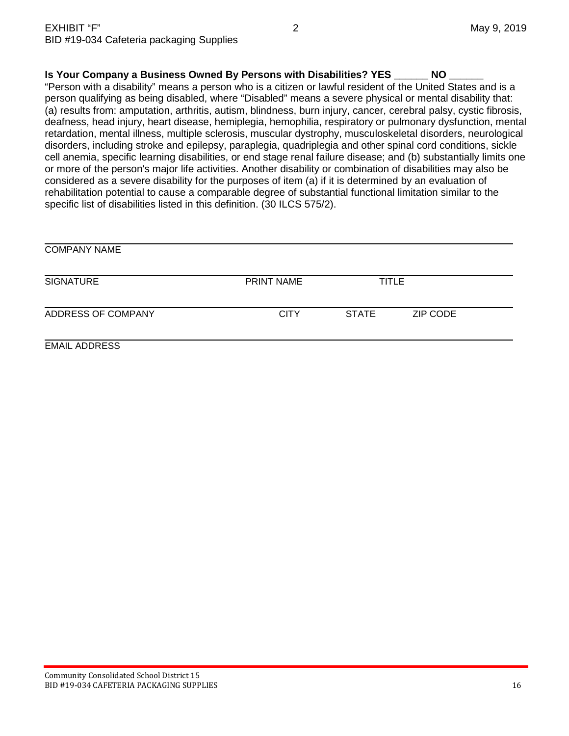**Is Your Company a Business Owned By Persons with Disabilities? YES \_\_\_\_\_\_ NO \_\_\_\_\_\_**

"Person with a disability" means a person who is a citizen or lawful resident of the United States and is a person qualifying as being disabled, where "Disabled" means a severe physical or mental disability that: (a) results from: amputation, arthritis, autism, blindness, burn injury, cancer, cerebral palsy, cystic fibrosis, deafness, head injury, heart disease, hemiplegia, hemophilia, respiratory or pulmonary dysfunction, mental retardation, mental illness, multiple sclerosis, muscular dystrophy, musculoskeletal disorders, neurological disorders, including stroke and epilepsy, paraplegia, quadriplegia and other spinal cord conditions, sickle cell anemia, specific learning disabilities, or end stage renal failure disease; and (b) substantially limits one or more of the person's major life activities. Another disability or combination of disabilities may also be considered as a severe disability for the purposes of item (a) if it is determined by an evaluation of rehabilitation potential to cause a comparable degree of substantial functional limitation similar to the specific list of disabilities listed in this definition. (30 ILCS 575/2).

\_\_\_\_\_\_\_\_\_\_\_\_\_\_\_\_\_\_\_\_\_\_\_\_\_\_\_\_\_\_\_\_\_\_\_\_\_\_\_\_\_\_\_\_\_\_\_\_\_\_\_\_\_\_\_\_\_\_\_\_

COMPANY NAME

\_\_\_\_\_\_\_\_\_\_\_\_\_\_\_\_\_\_\_\_\_\_\_\_\_\_\_\_\_\_\_\_\_\_\_\_\_\_\_\_\_\_\_\_\_\_\_\_\_\_\_\_\_\_\_\_\_\_\_\_

SIGNATURE PRINT NAME TITLE

\_\_\_\_\_\_\_\_\_\_\_\_\_\_\_\_\_\_\_\_\_\_\_\_\_\_\_\_\_\_\_\_\_\_\_\_\_\_\_\_\_\_\_\_\_\_\_\_\_\_\_\_\_\_\_\_\_\_\_\_

ADDRESS OF COMPANY CITY STATE ZIP CODE

\_\_\_\_\_\_\_\_\_\_\_\_\_\_\_\_\_\_\_\_\_\_\_\_\_\_\_\_\_\_\_\_\_\_\_\_\_\_\_\_\_\_\_\_\_\_\_\_\_\_\_\_\_\_\_\_\_\_\_\_

EMAIL ADDRESS